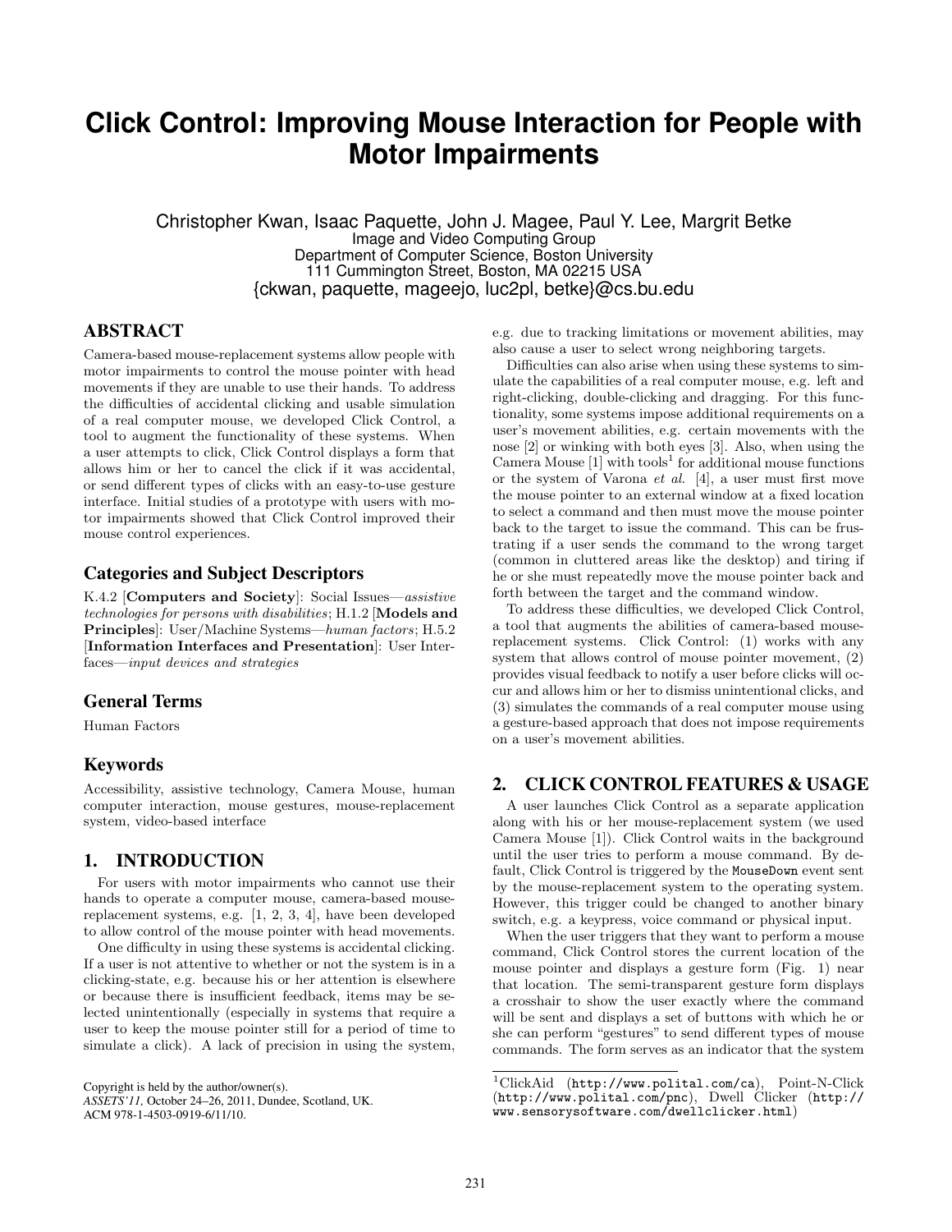# Click Control: Improving Mouse Interaction for People with Motor Impairments

Christopher Kwan, Isaac Paquette, John J. Magee, Paul Y. Lee, Margrit Betke
Image and Video Computing Group
Department of Computer Science, Boston University
111 Cummington Street, Boston, MA 02215 USA
{ckwan, paquette, mageejo, luc2pl, betke}@cs.bu.edu

## ABSTRACT

Camera-based mouse-replacement systems allow people with motor impairments to control the mouse pointer with head movements if they are unable to use their hands. To address the difficulties of accidental clicking and usable simulation of a real computer mouse, we developed Click Control, a tool to augment the functionality of these systems. When a user attempts to click, Click Control displays a form that allows him or her to cancel the click if it was accidental, or send different types of clicks with an easy-to-use gesture interface. Initial studies of a prototype with users with motor impairments showed that Click Control improved their mouse control experiences.

### Categories and Subject Descriptors

K.4.2 [**Computers and Society**]: Social Issues—*assistive technologies for persons with disabilities*; H.1.2 [**Models and Principles**]: User/Machine Systems—*human factors*; H.5.2 [**Information Interfaces and Presentation**]: User Interfaces—*input devices and strategies*

### General Terms

Human Factors

### Keywords

Accessibility, assistive technology, Camera Mouse, human computer interaction, mouse gestures, mouse-replacement system, video-based interface

## 1. INTRODUCTION

For users with motor impairments who cannot use their hands to operate a computer mouse, camera-based mouse-replacement systems, e.g. [1, 2, 3, 4], have been developed to allow control of the mouse pointer with head movements.

One difficulty in using these systems is accidental clicking. If a user is not attentive to whether or not the system is in a clicking-state, e.g. because his or her attention is elsewhere or because there is insufficient feedback, items may be selected unintentionally (especially in systems that require a user to keep the mouse pointer still for a period of time to simulate a click). A lack of precision in using the system, e.g. due to tracking limitations or movement abilities, may also cause a user to select wrong neighboring targets.

Difficulties can also arise when using these systems to simulate the capabilities of a real computer mouse, e.g. left and right-clicking, double-clicking and dragging. For this functionality, some systems impose additional requirements on a user's movement abilities, e.g. certain movements with the nose [2] or winking with both eyes [3]. Also, when using the Camera Mouse [1] with tools[1] for additional mouse functions or the system of Varona *et al.* [4], a user must first move the mouse pointer to an external window at a fixed location to select a command and then must move the mouse pointer back to the target to issue the command. This can be frustrating if a user sends the command to the wrong target (common in cluttered areas like the desktop) and tiring if he or she must repeatedly move the mouse pointer back and forth between the target and the command window.

To address these difficulties, we developed Click Control, a tool that augments the abilities of camera-based mouse-replacement systems. Click Control: (1) works with any system that allows control of mouse pointer movement, (2) provides visual feedback to notify a user before clicks will occur and allows him or her to dismiss unintentional clicks, and (3) simulates the commands of a real computer mouse using a gesture-based approach that does not impose requirements on a user's movement abilities.

## 2. CLICK CONTROL FEATURES & USAGE

A user launches Click Control as a separate application along with his or her mouse-replacement system (we used Camera Mouse [1]). Click Control waits in the background until the user tries to perform a mouse command. By default, Click Control is triggered by the `MouseDown` event sent by the mouse-replacement system to the operating system. However, this trigger could be changed to another binary switch, e.g. a keypress, voice command or physical input.

When the user triggers that they want to perform a mouse command, Click Control stores the current location of the mouse pointer and displays a gesture form (Fig. 1) near that location. The semi-transparent gesture form displays a crosshair to show the user exactly where the command will be sent and displays a set of buttons with which he or she can perform "gestures" to send different types of mouse commands. The form serves as an indicator that the system

[1] ClickAid (`http://www.polital.com/ca`), Point-N-Click (`http://www.polital.com/pnc`), Dwell Clicker (`http://www.sensorysoftware.com/dwellclicker.html`)

Copyright is held by the author/owner(s).
*ASSETS'11,* October 24–26, 2011, Dundee, Scotland, UK.
ACM 978-1-4503-0919-6/11/10.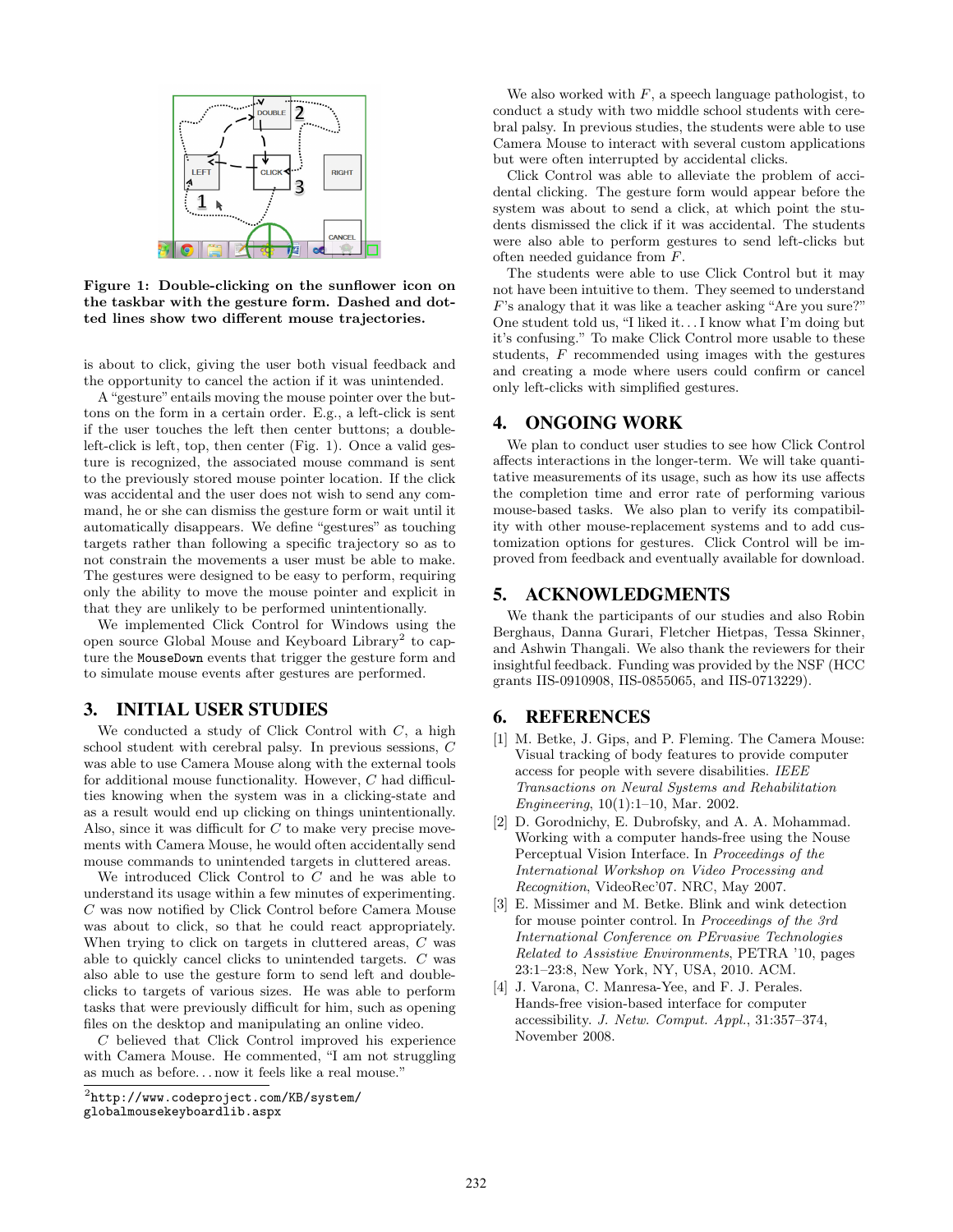Figure 1: Double-clicking on the sunflower icon on the taskbar with the gesture form. Dashed and dotted lines show two different mouse trajectories.

is about to click, giving the user both visual feedback and the opportunity to cancel the action if it was unintended.

A "gesture" entails moving the mouse pointer over the buttons on the form in a certain order. E.g., a left-click is sent if the user touches the left then center buttons; a double-left-click is left, top, then center (Fig. 1). Once a valid gesture is recognized, the associated mouse command is sent to the previously stored mouse pointer location. If the click was accidental and the user does not wish to send any command, he or she can dismiss the gesture form or wait until it automatically disappears. We define "gestures" as touching targets rather than following a specific trajectory so as to not constrain the movements a user must be able to make. The gestures were designed to be easy to perform, requiring only the ability to move the mouse pointer and explicit in that they are unlikely to be performed unintentionally.

We implemented Click Control for Windows using the open source Global Mouse and Keyboard Library[2] to capture the `MouseDown` events that trigger the gesture form and to simulate mouse events after gestures are performed.

## 3. INITIAL USER STUDIES

We conducted a study of Click Control with *C*, a high school student with cerebral palsy. In previous sessions, *C* was able to use Camera Mouse along with the external tools for additional mouse functionality. However, *C* had difficulties knowing when the system was in a clicking-state and as a result would end up clicking on things unintentionally. Also, since it was difficult for *C* to make very precise movements with Camera Mouse, he would often accidentally send mouse commands to unintended targets in cluttered areas.

We introduced Click Control to *C* and he was able to understand its usage within a few minutes of experimenting. *C* was now notified by Click Control before Camera Mouse was about to click, so that he could react appropriately. When trying to click on targets in cluttered areas, *C* was able to quickly cancel clicks to unintended targets. *C* was also able to use the gesture form to send left and double-clicks to targets of various sizes. He was able to perform tasks that were previously difficult for him, such as opening files on the desktop and manipulating an online video.

*C* believed that Click Control improved his experience with Camera Mouse. He commented, "I am not struggling as much as before... now it feels like a real mouse."

[2] `http://www.codeproject.com/KB/system/globalmousekeyboardlib.aspx`

We also worked with *F*, a speech language pathologist, to conduct a study with two middle school students with cerebral palsy. In previous studies, the students were able to use Camera Mouse to interact with several custom applications but were often interrupted by accidental clicks.

Click Control was able to alleviate the problem of accidental clicking. The gesture form would appear before the system was about to send a click, at which point the students dismissed the click if it was accidental. The students were also able to perform gestures to send left-clicks but often needed guidance from *F*.

The students were able to use Click Control but it may not have been intuitive to them. They seemed to understand *F*'s analogy that it was like a teacher asking "Are you sure?" One student told us, "I liked it... I know what I'm doing but it's confusing." To make Click Control more usable to these students, *F* recommended using images with the gestures and creating a mode where users could confirm or cancel only left-clicks with simplified gestures.

## 4. ONGOING WORK

We plan to conduct user studies to see how Click Control affects interactions in the longer-term. We will take quantitative measurements of its usage, such as how its use affects the completion time and error rate of performing various mouse-based tasks. We also plan to verify its compatibility with other mouse-replacement systems and to add customization options for gestures. Click Control will be improved from feedback and eventually available for download.

## 5. ACKNOWLEDGMENTS

We thank the participants of our studies and also Robin Berghaus, Danna Gurari, Fletcher Hietpas, Tessa Skinner, and Ashwin Thangali. We also thank the reviewers for their insightful feedback. Funding was provided by the NSF (HCC grants IIS-0910908, IIS-0855065, and IIS-0713229).

## 6. REFERENCES

[1] M. Betke, J. Gips, and P. Fleming. The Camera Mouse: Visual tracking of body features to provide computer access for people with severe disabilities. *IEEE Transactions on Neural Systems and Rehabilitation Engineering*, 10(1):1–10, Mar. 2002.

[2] D. Gorodnichy, E. Dubrofsky, and A. A. Mohammad. Working with a computer hands-free using the Nouse Perceptual Vision Interface. In *Proceedings of the International Workshop on Video Processing and Recognition*, VideoRec'07. NRC, May 2007.

[3] E. Missimer and M. Betke. Blink and wink detection for mouse pointer control. In *Proceedings of the 3rd International Conference on PErvasive Technologies Related to Assistive Environments*, PETRA '10, pages 23:1–23:8, New York, NY, USA, 2010. ACM.

[4] J. Varona, C. Manresa-Yee, and F. J. Perales. Hands-free vision-based interface for computer accessibility. *J. Netw. Comput. Appl.*, 31:357–374, November 2008.